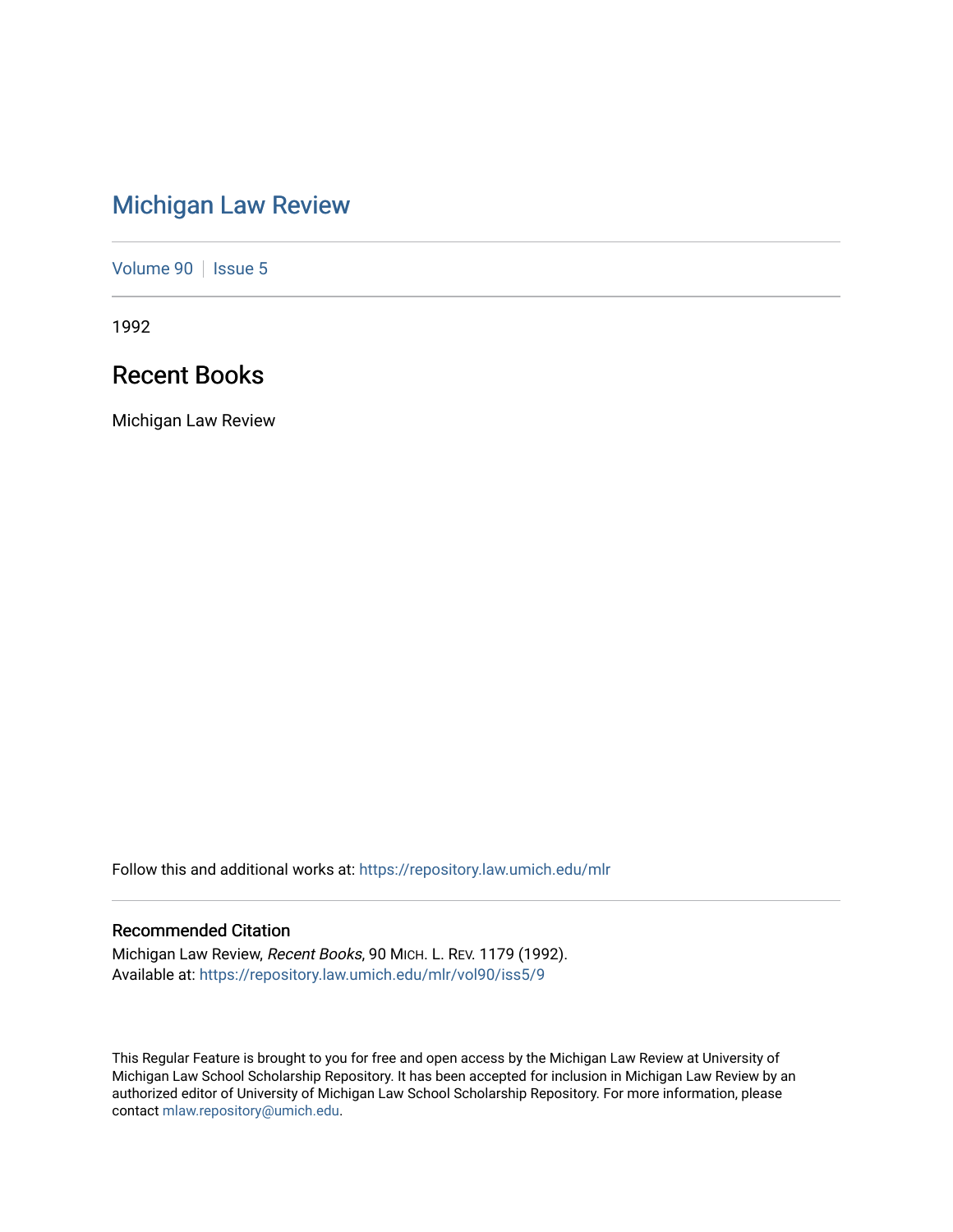# Michigan Law Review

Volume 90 | Issue 5

1992

## Recent Books

Michigan Law Review

Follow this and additional works at: https://repository.law.umich.edu/mlr

### Recommended Citation

Michigan Law Review, *Recent Books*, 90 MICH. L. REV. 1179 (1992).
Available at: https://repository.law.umich.edu/mlr/vol90/iss5/9

This Regular Feature is brought to you for free and open access by the Michigan Law Review at University of Michigan Law School Scholarship Repository. It has been accepted for inclusion in Michigan Law Review by an authorized editor of University of Michigan Law School Scholarship Repository. For more information, please contact mlaw.repository@umich.edu.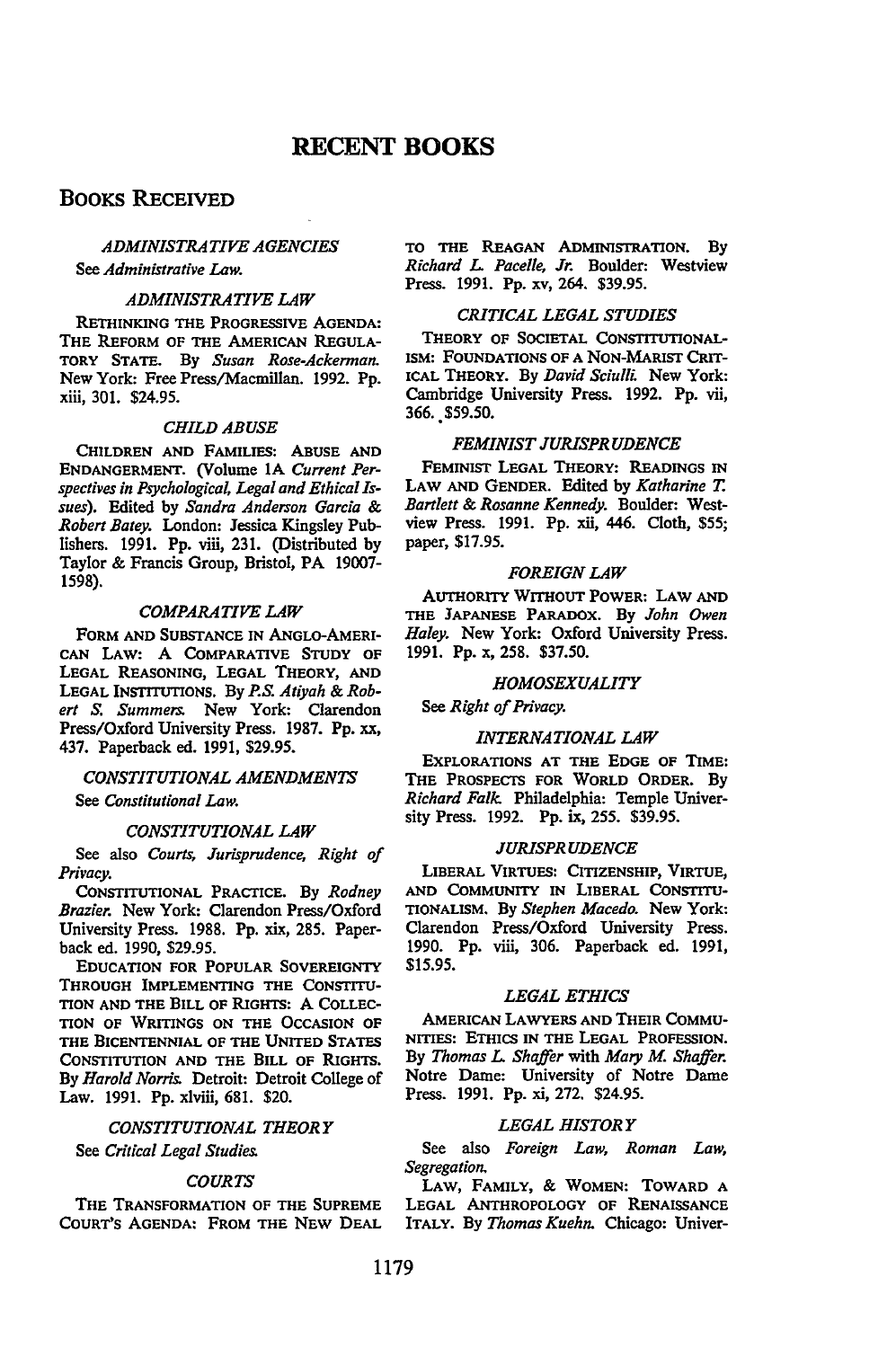# RECENT BOOKS

## BOOKS RECEIVED

### *ADMINISTRATIVE AGENCIES*

See *Administrative Law*.

### *ADMINISTRATIVE LAW*

RETHINKING THE PROGRESSIVE AGENDA: THE REFORM OF THE AMERICAN REGULATORY STATE. By *Susan Rose-Ackerman*. New York: Free Press/Macmillan. 1992. Pp. xiii, 301. $24.95.

### *CHILD ABUSE*

CHILDREN AND FAMILIES: ABUSE AND ENDANGERMENT. (Volume 1A *Current Perspectives in Psychological, Legal and Ethical Issues*). Edited by *Sandra Anderson Garcia & Robert Batey*. London: Jessica Kingsley Publishers. 1991. Pp. viii, 231. (Distributed by Taylor & Francis Group, Bristol, PA 19007-1598).

### *COMPARATIVE LAW*

FORM AND SUBSTANCE IN ANGLO-AMERICAN LAW: A COMPARATIVE STUDY OF LEGAL REASONING, LEGAL THEORY, AND LEGAL INSTITUTIONS. By *P.S. Atiyah & Robert S. Summers*. New York: Clarendon Press/Oxford University Press. 1987. Pp. xx, 437. Paperback ed. 1991, $29.95.

### *CONSTITUTIONAL AMENDMENTS*

See *Constitutional Law*.

### *CONSTITUTIONAL LAW*

See also *Courts, Jurisprudence, Right of Privacy*.

CONSTITUTIONAL PRACTICE. By *Rodney Brazier*. New York: Clarendon Press/Oxford University Press. 1988. Pp. xix, 285. Paperback ed. 1990, $29.95.

EDUCATION FOR POPULAR SOVEREIGNTY THROUGH IMPLEMENTING THE CONSTITUTION AND THE BILL OF RIGHTS: A COLLECTION OF WRITINGS ON THE OCCASION OF THE BICENTENNIAL OF THE UNITED STATES CONSTITUTION AND THE BILL OF RIGHTS. By *Harold Norris*. Detroit: Detroit College of Law. 1991. Pp. xlviii, 681. $20.

### *CONSTITUTIONAL THEORY*

See *Critical Legal Studies*.

### *COURTS*

THE TRANSFORMATION OF THE SUPREME COURT'S AGENDA: FROM THE NEW DEAL TO THE REAGAN ADMINISTRATION. By *Richard L. Pacelle, Jr.* Boulder: Westview Press. 1991. Pp. xv, 264. $39.95.

### *CRITICAL LEGAL STUDIES*

THEORY OF SOCIETAL CONSTITUTIONALISM: FOUNDATIONS OF A NON-MARIST CRITICAL THEORY. By *David Sciulli*. New York: Cambridge University Press. 1992. Pp. vii, 366. $59.50.

### *FEMINIST JURISPRUDENCE*

FEMINIST LEGAL THEORY: READINGS IN LAW AND GENDER. Edited by *Katharine T. Bartlett & Rosanne Kennedy*. Boulder: Westview Press. 1991. Pp. xii, 446. Cloth, $55; paper, $17.95.

### *FOREIGN LAW*

AUTHORITY WITHOUT POWER: LAW AND THE JAPANESE PARADOX. By *John Owen Haley*. New York: Oxford University Press. 1991. Pp. x, 258. $37.50.

### *HOMOSEXUALITY*

See *Right of Privacy*.

### *INTERNATIONAL LAW*

EXPLORATIONS AT THE EDGE OF TIME: THE PROSPECTS FOR WORLD ORDER. By *Richard Falk*. Philadelphia: Temple University Press. 1992. Pp. ix, 255. $39.95.

### *JURISPRUDENCE*

LIBERAL VIRTUES: CITIZENSHIP, VIRTUE, AND COMMUNITY IN LIBERAL CONSTITUTIONALISM. By *Stephen Macedo*. New York: Clarendon Press/Oxford University Press. 1990. Pp. viii, 306. Paperback ed. 1991, $15.95.

### *LEGAL ETHICS*

AMERICAN LAWYERS AND THEIR COMMUNITIES: ETHICS IN THE LEGAL PROFESSION. By *Thomas L. Shaffer* with *Mary M. Shaffer*. Notre Dame: University of Notre Dame Press. 1991. Pp. xi, 272. $24.95.

### *LEGAL HISTORY*

See also *Foreign Law, Roman Law, Segregation*.

LAW, FAMILY, & WOMEN: TOWARD A LEGAL ANTHROPOLOGY OF RENAISSANCE ITALY. By *Thomas Kuehn*. Chicago: Univer-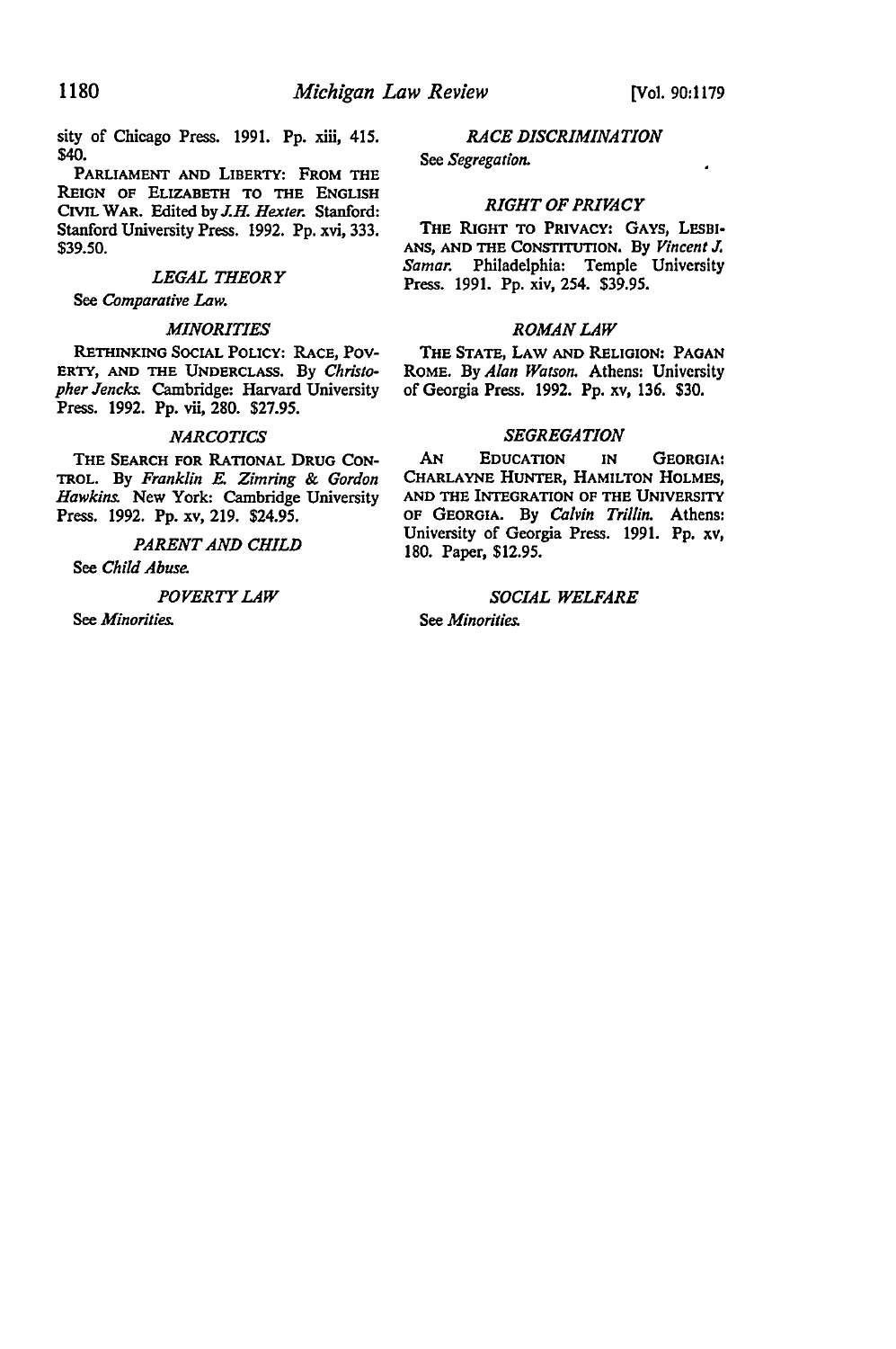sity of Chicago Press. 1991. Pp. xiii, 415. $40.

PARLIAMENT AND LIBERTY: FROM THE REIGN OF ELIZABETH TO THE ENGLISH CIVIL WAR. Edited by *J.H. Hexter.* Stanford: Stanford University Press. 1992. Pp. xvi, 333. $39.50.

### *LEGAL THEORY*

See *Comparative Law.*

### *MINORITIES*

RETHINKING SOCIAL POLICY: RACE, POVERTY, AND THE UNDERCLASS. By *Christopher Jencks.* Cambridge: Harvard University Press. 1992. Pp. vii, 280. $27.95.

### *NARCOTICS*

THE SEARCH FOR RATIONAL DRUG CONTROL. By *Franklin E. Zimring & Gordon Hawkins.* New York: Cambridge University Press. 1992. Pp. xv, 219. $24.95.

### *PARENT AND CHILD*

See *Child Abuse.*

### *POVERTY LAW*

See *Minorities.*

### *RACE DISCRIMINATION*

See *Segregation.*

### *RIGHT OF PRIVACY*

THE RIGHT TO PRIVACY: GAYS, LESBIANS, AND THE CONSTITUTION. By *Vincent J. Samar.* Philadelphia: Temple University Press. 1991. Pp. xiv, 254. $39.95.

### *ROMAN LAW*

THE STATE, LAW AND RELIGION: PAGAN ROME. By *Alan Watson.* Athens: University of Georgia Press. 1992. Pp. xv, 136. $30.

### *SEGREGATION*

AN EDUCATION IN GEORGIA: CHARLAYNE HUNTER, HAMILTON HOLMES, AND THE INTEGRATION OF THE UNIVERSITY OF GEORGIA. By *Calvin Trillin.* Athens: University of Georgia Press. 1991. Pp. xv, 180. Paper, $12.95.

### *SOCIAL WELFARE*

See *Minorities.*